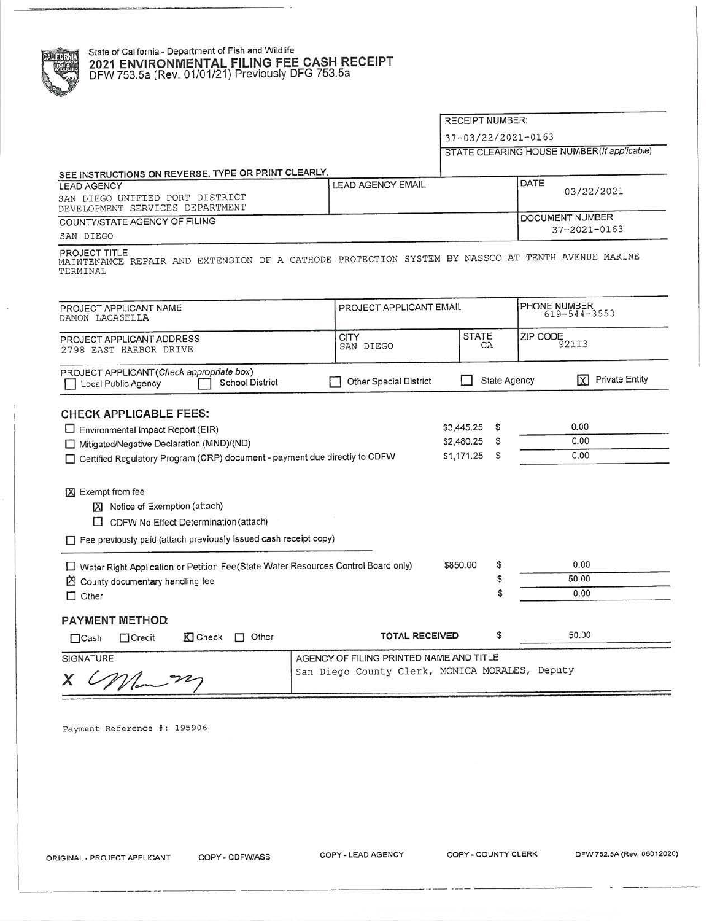State of California - Department of Fish and Wildlife

# 2021 ENVIRONMENTAL FILING FEE CASH RECEIPT

DFW 753.5a (Rev. 01/01/21) Previously DFG 753.5a

| RECEIPT NUMBER: |
|---|
| 37-03/22/2021-0163 |
| STATE CLEARING HOUSE NUMBER (If applicable) |
| |

SEE INSTRUCTIONS ON REVERSE. TYPE OR PRINT CLEARLY.

| LEAD AGENCY | LEAD AGENCY EMAIL | DATE |
|---|---|---|
| SAN DIEGO UNIFIED PORT DISTRICT DEVELOPMENT SERVICES DEPARTMENT | | 03/22/2021 |
| COUNTY/STATE AGENCY OF FILING | | DOCUMENT NUMBER |
| SAN DIEGO | | 37-2021-0163 |

PROJECT TITLE
MAINTENANCE REPAIR AND EXTENSION OF A CATHODE PROTECTION SYSTEM BY NASSCO AT TENTH AVENUE MARINE TERMINAL

| PROJECT APPLICANT NAME | PROJECT APPLICANT EMAIL | | PHONE NUMBER |
|---|---|---|---|
| DAMON LACASELLA | | | 619-544-3553 |
| PROJECT APPLICANT ADDRESS | CITY | STATE | ZIP CODE |
| 2798 EAST HARBOR DRIVE | SAN DIEGO | CA | 92113 |

PROJECT APPLICANT (Check appropriate box)
☐ Local Public Agency ☐ School District ☐ Other Special District ☐ State Agency ☒ Private Entity

## CHECK APPLICABLE FEES:

| | | |
|---|---|---|
| ☐ Environmental Impact Report (EIR) | $3,445.25 | $ 0.00 |
| ☐ Mitigated/Negative Declaration (MND)/(ND) | $2,480.25 | $ 0.00 |
| ☐ Certified Regulatory Program (CRP) document - payment due directly to CDFW | $1,171.25 | $ 0.00 |

☒ Exempt from fee
- ☒ Notice of Exemption (attach)
- ☐ CDFW No Effect Determination (attach)

☐ Fee previously paid (attach previously issued cash receipt copy)

| | | |
|---|---|---|
| ☐ Water Right Application or Petition Fee (State Water Resources Control Board only) | $850.00 | $ 0.00 |
| ☒ County documentary handling fee | | $ 50.00 |
| ☐ Other | | $ 0.00 |

## PAYMENT METHOD:

☐ Cash ☐ Credit ☒ Check ☐ Other

**TOTAL RECEIVED** $ 50.00

| SIGNATURE | AGENCY OF FILING PRINTED NAME AND TITLE |
|---|---|
| X [signature] | San Diego County Clerk, MONICA MORALES, Deputy |

Payment Reference #: 195906

ORIGINAL - PROJECT APPLICANT COPY - CDFW/ASB COPY - LEAD AGENCY COPY - COUNTY CLERK DFW 753.5A (Rev. 06012020)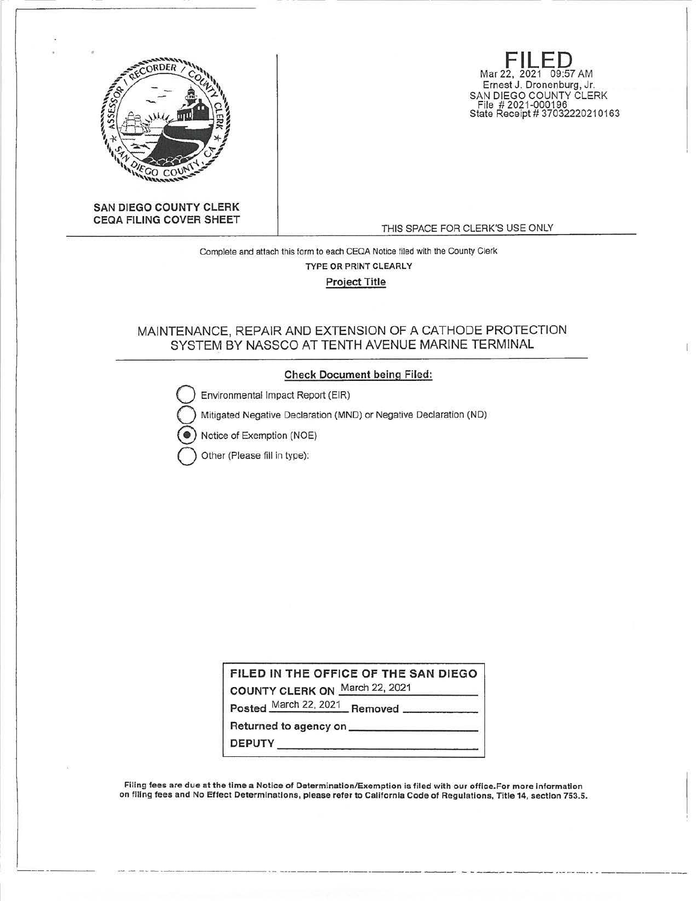**SAN DIEGO COUNTY CLERK**
**CEQA FILING COVER SHEET**

**FILED**
Mar 22, 2021 09:57 AM
Ernest J. Dronenburg, Jr.
SAN DIEGO COUNTY CLERK
File # 2021-000196
State Receipt # 37032220210163

THIS SPACE FOR CLERK'S USE ONLY

Complete and attach this form to each CEQA Notice filed with the County Clerk

TYPE OR PRINT CLEARLY

**Project Title**

MAINTENANCE, REPAIR AND EXTENSION OF A CATHODE PROTECTION SYSTEM BY NASSCO AT TENTH AVENUE MARINE TERMINAL

**Check Document being Filed:**

- ○ Environmental Impact Report (EIR)
- ○ Mitigated Negative Declaration (MND) or Negative Declaration (ND)
- ● Notice of Exemption (NOE)
- ○ Other (Please fill in type):

**FILED IN THE OFFICE OF THE SAN DIEGO COUNTY CLERK ON** March 22, 2021

**Posted** March 22, 2021 **Removed** \_\_\_\_\_\_\_\_\_\_

**Returned to agency on** \_\_\_\_\_\_\_\_\_\_

**DEPUTY** \_\_\_\_\_\_\_\_\_\_

**Filing fees are due at the time a Notice of Determination/Exemption is filed with our office. For more information on filing fees and No Effect Determinations, please refer to California Code of Regulations, Title 14, section 753.5.**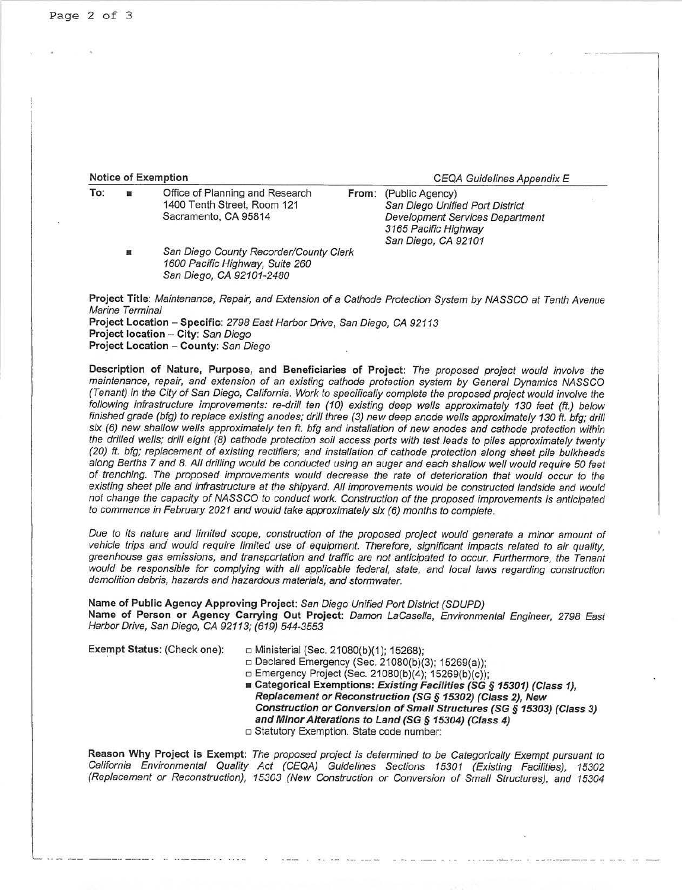**Notice of Exemption** *CEQA Guidelines Appendix E*

**To:** ■ Office of Planning and Research
1400 Tenth Street, Room 121
Sacramento, CA 95814

■ *San Diego County Recorder/County Clerk*
*1600 Pacific Highway, Suite 260*
*San Diego, CA 92101-2480*

**From:** (Public Agency)
*San Diego Unified Port District*
*Development Services Department*
*3165 Pacific Highway*
*San Diego, CA 92101*

**Project Title**: *Maintenance, Repair, and Extension of a Cathode Protection System by NASSCO at Tenth Avenue Marine Terminal*
**Project Location – Specific**: *2798 East Harbor Drive, San Diego, CA 92113*
**Project location – City**: *San Diego*
**Project Location – County**: *San Diego*

**Description of Nature, Purpose, and Beneficiaries of Project**: *The proposed project would involve the maintenance, repair, and extension of an existing cathode protection system by General Dynamics NASSCO (Tenant) in the City of San Diego, California. Work to specifically complete the proposed project would involve the following infrastructure improvements: re-drill ten (10) existing deep wells approximately 130 feet (ft.) below finished grade (bfg) to replace existing anodes; drill three (3) new deep anode wells approximately 130 ft. bfg; drill six (6) new shallow wells approximately ten ft. bfg and installation of new anodes and cathode protection within the drilled wells; drill eight (8) cathode protection soil access ports with test leads to piles approximately twenty (20) ft. bfg; replacement of existing rectifiers; and installation of cathode protection along sheet pile bulkheads along Berths 7 and 8. All drilling would be conducted using an auger and each shallow well would require 50 feet of trenching. The proposed improvements would decrease the rate of deterioration that would occur to the existing sheet pile and infrastructure at the shipyard. All improvements would be constructed landside and would not change the capacity of NASSCO to conduct work. Construction of the proposed improvements is anticipated to commence in February 2021 and would take approximately six (6) months to complete.*

*Due to its nature and limited scope, construction of the proposed project would generate a minor amount of vehicle trips and would require limited use of equipment. Therefore, significant impacts related to air quality, greenhouse gas emissions, and transportation and traffic are not anticipated to occur. Furthermore, the Tenant would be responsible for complying with all applicable federal, state, and local laws regarding construction demolition debris, hazards and hazardous materials, and stormwater.*

**Name of Public Agency Approving Project**: *San Diego Unified Port District (SDUPD)*
**Name of Person or Agency Carrying Out Project**: *Damon LaCasella, Environmental Engineer, 2798 East Harbor Drive, San Diego, CA 92113; (619) 544-3553*

**Exempt Status**: (Check one):

- □ Ministerial (Sec. 21080(b)(1); 15268);
- □ Declared Emergency (Sec. 21080(b)(3); 15269(a));
- □ Emergency Project (Sec. 21080(b)(4); 15269(b)(c));
- ■ **Categorical Exemptions: *Existing Facilities (SG § 15301) (Class 1), Replacement or Reconstruction (SG § 15302) (Class 2), New Construction or Conversion of Small Structures (SG § 15303) (Class 3) and Minor Alterations to Land (SG § 15304) (Class 4)***
- □ Statutory Exemption. State code number:

**Reason Why Project is Exempt**: *The proposed project is determined to be Categorically Exempt pursuant to California Environmental Quality Act (CEQA) Guidelines Sections 15301 (Existing Facilities), 15302 (Replacement or Reconstruction), 15303 (New Construction or Conversion of Small Structures), and 15304*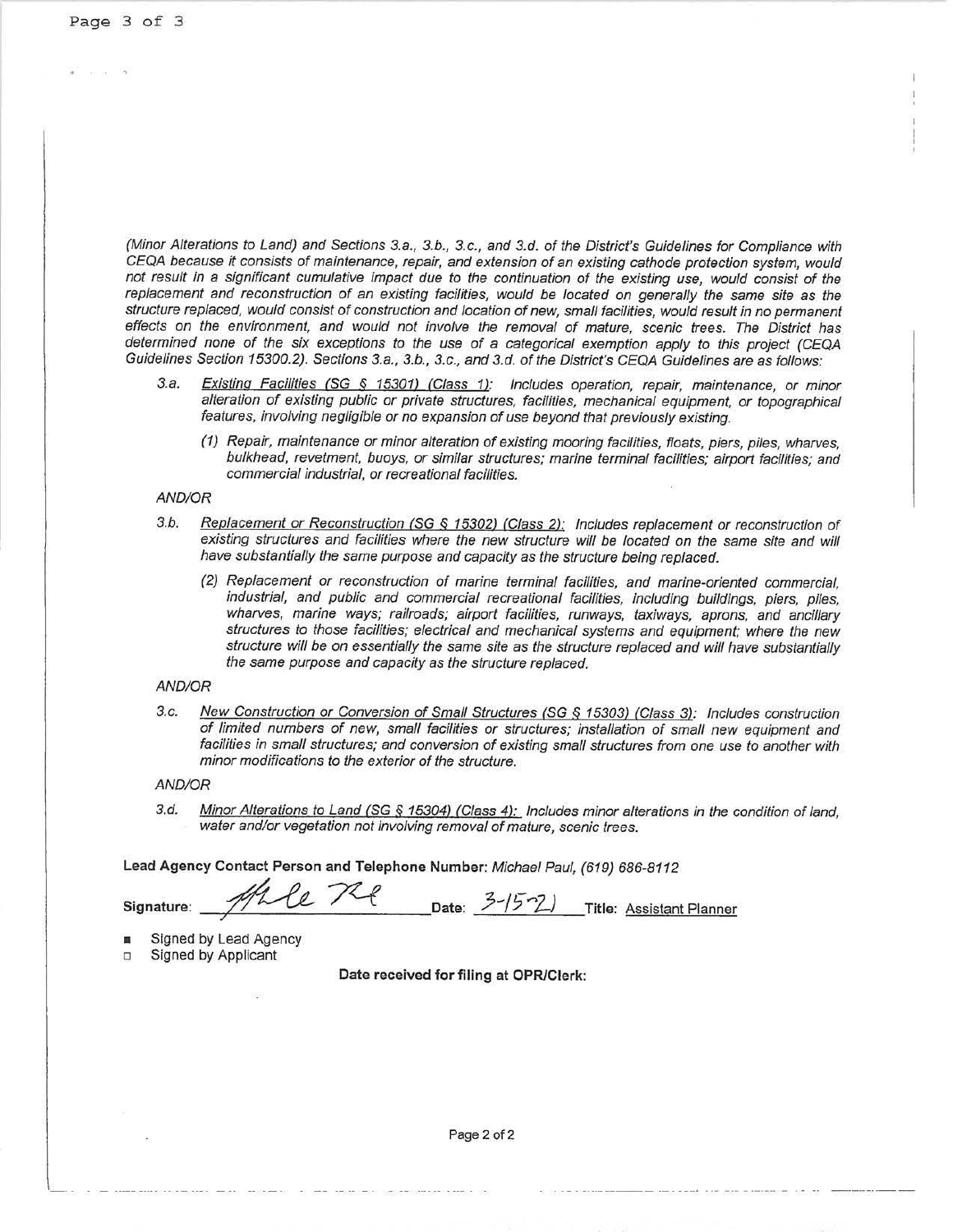(Minor Alterations to Land) and Sections 3.a., 3.b., 3.c., and 3.d. of the District's Guidelines for Compliance with CEQA because it consists of maintenance, repair, and extension of an existing cathode protection system, would not result in a significant cumulative impact due to the continuation of the existing use, would consist of the replacement and reconstruction of an existing facilities, would be located on generally the same site as the structure replaced, would consist of construction and location of new, small facilities, would result in no permanent effects on the environment, and would not involve the removal of mature, scenic trees. The District has determined none of the six exceptions to the use of a categorical exemption apply to this project (CEQA Guidelines Section 15300.2). Sections 3.a., 3.b., 3.c., and 3.d. of the District's CEQA Guidelines are as follows:

3.a. Existing Facilities (SG § 15301) (Class 1): Includes operation, repair, maintenance, or minor alteration of existing public or private structures, facilities, mechanical equipment, or topographical features, involving negligible or no expansion of use beyond that previously existing.

(1) Repair, maintenance or minor alteration of existing mooring facilities, floats, piers, piles, wharves, bulkhead, revetment, buoys, or similar structures; marine terminal facilities; airport facilities; and commercial industrial, or recreational facilities.

AND/OR

3.b. Replacement or Reconstruction (SG § 15302) (Class 2): Includes replacement or reconstruction of existing structures and facilities where the new structure will be located on the same site and will have substantially the same purpose and capacity as the structure being replaced.

(2) Replacement or reconstruction of marine terminal facilities, and marine-oriented commercial, industrial, and public and commercial recreational facilities, including buildings, piers, piles, wharves, marine ways; railroads; airport facilities, runways, taxiways, aprons, and ancillary structures to those facilities; electrical and mechanical systems and equipment; where the new structure will be on essentially the same site as the structure replaced and will have substantially the same purpose and capacity as the structure replaced.

AND/OR

3.c. New Construction or Conversion of Small Structures (SG § 15303) (Class 3): Includes construction of limited numbers of new, small facilities or structures; installation of small new equipment and facilities in small structures; and conversion of existing small structures from one use to another with minor modifications to the exterior of the structure.

AND/OR

3.d. Minor Alterations to Land (SG § 15304) (Class 4): Includes minor alterations in the condition of land, water and/or vegetation not involving removal of mature, scenic trees.

**Lead Agency Contact Person and Telephone Number:** Michael Paul, (619) 686-8112

**Signature:** [signature] **Date:** 3-15-21 **Title:** Assistant Planner

- ■ Signed by Lead Agency
- □ Signed by Applicant

**Date received for filing at OPR/Clerk:**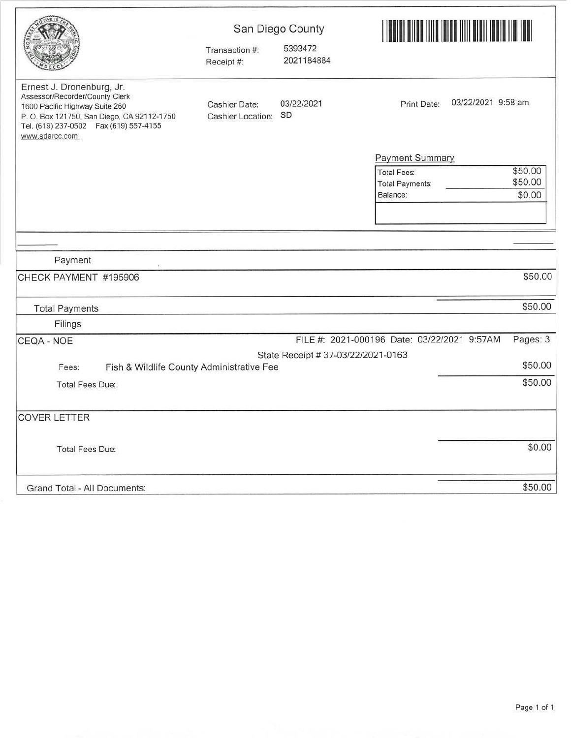# San Diego County

Transaction #: 5393472
Receipt #: 2021184884

Ernest J. Dronenburg, Jr.
Assessor/Recorder/County Clerk
1600 Pacific Highway Suite 260
P. O. Box 121750, San Diego, CA 92112-1750
Tel. (619) 237-0502 Fax (619) 557-4155
www.sdarcc.com

Cashier Date: 03/22/2021
Cashier Location: SD

Print Date: 03/22/2021 9:58 am

**Payment Summary**

| | |
|---|---|
| Total Fees: | $50.00 |
| Total Payments: | $50.00 |
| Balance: | $0.00 |

## Payment

| | |
|---|---|
| CHECK PAYMENT #195906 | $50.00 |
| Total Payments | $50.00 |

## Filings

**CEQA - NOE** FILE #: 2021-000196 Date: 03/22/2021 9:57AM Pages: 3

State Receipt # 37-03/22/2021-0163

| | | |
|---|---|---|
| Fees: | Fish & Wildlife County Administrative Fee | $50.00 |
| Total Fees Due: | | $50.00 |

**COVER LETTER**

| | |
|---|---|
| Total Fees Due: | $0.00 |

| | |
|---|---|
| Grand Total - All Documents: | $50.00 |